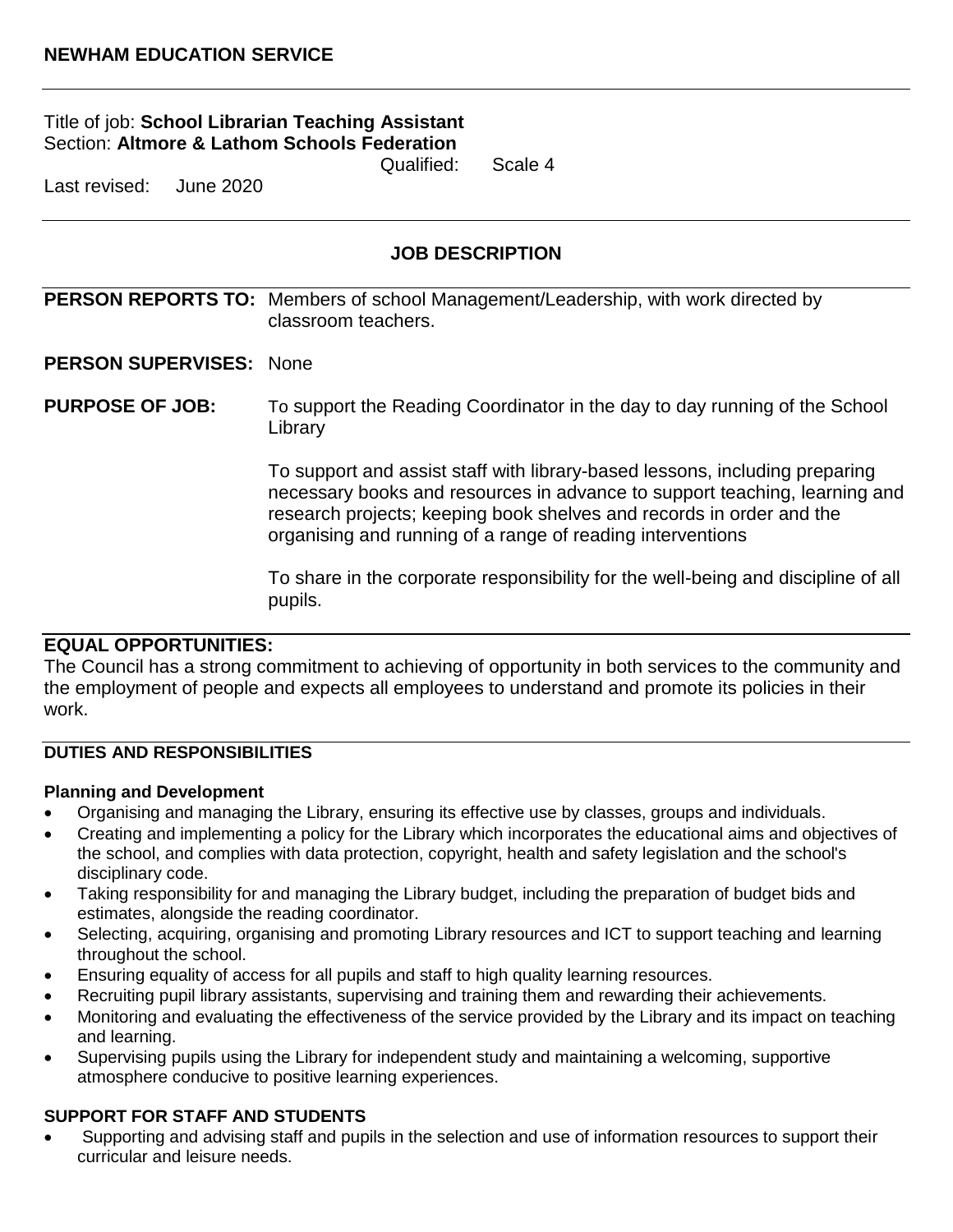**NEWHAM EDUCATION SERVICE**

---

Title of job: **School Librarian Teaching Assistant**
Section: **Altmore & Lathom Schools Federation**
Qualified: Scale 4
Last revised: June 2020

---

## JOB DESCRIPTION

**PERSON REPORTS TO:** Members of school Management/Leadership, with work directed by classroom teachers.

**PERSON SUPERVISES:** None

**PURPOSE OF JOB:** To support the Reading Coordinator in the day to day running of the School Library

To support and assist staff with library-based lessons, including preparing necessary books and resources in advance to support teaching, learning and research projects; keeping book shelves and records in order and the organising and running of a range of reading interventions

To share in the corporate responsibility for the well-being and discipline of all pupils.

**EQUAL OPPORTUNITIES:**
The Council has a strong commitment to achieving of opportunity in both services to the community and the employment of people and expects all employees to understand and promote its policies in their work.

**DUTIES AND RESPONSIBILITIES**

**Planning and Development**

- Organising and managing the Library, ensuring its effective use by classes, groups and individuals.
- Creating and implementing a policy for the Library which incorporates the educational aims and objectives of the school, and complies with data protection, copyright, health and safety legislation and the school's disciplinary code.
- Taking responsibility for and managing the Library budget, including the preparation of budget bids and estimates, alongside the reading coordinator.
- Selecting, acquiring, organising and promoting Library resources and ICT to support teaching and learning throughout the school.
- Ensuring equality of access for all pupils and staff to high quality learning resources.
- Recruiting pupil library assistants, supervising and training them and rewarding their achievements.
- Monitoring and evaluating the effectiveness of the service provided by the Library and its impact on teaching and learning.
- Supervising pupils using the Library for independent study and maintaining a welcoming, supportive atmosphere conducive to positive learning experiences.

**SUPPORT FOR STAFF AND STUDENTS**

- Supporting and advising staff and pupils in the selection and use of information resources to support their curricular and leisure needs.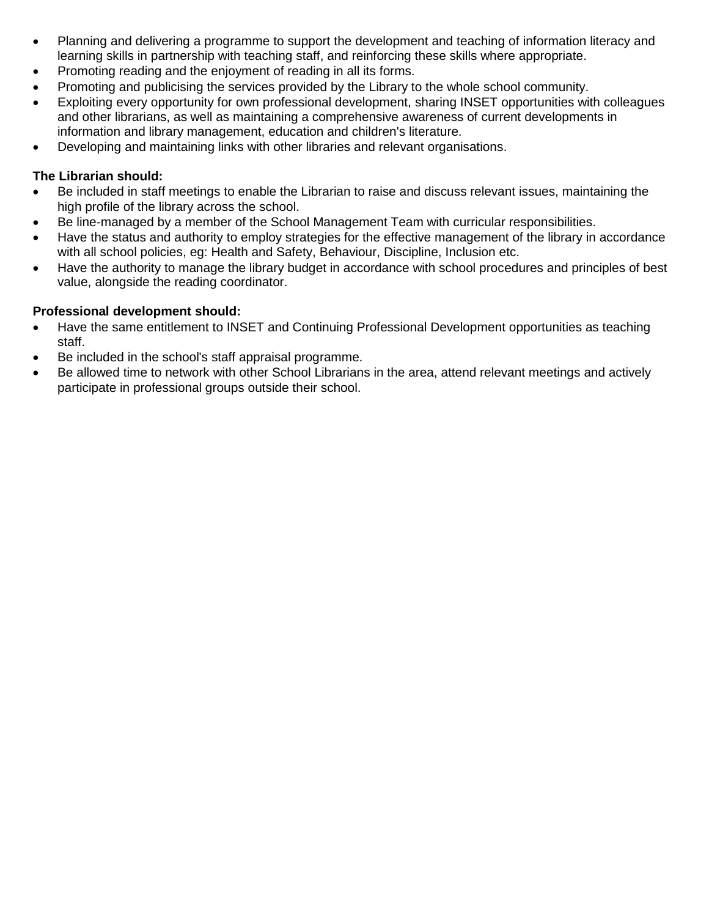- Planning and delivering a programme to support the development and teaching of information literacy and learning skills in partnership with teaching staff, and reinforcing these skills where appropriate.
- Promoting reading and the enjoyment of reading in all its forms.
- Promoting and publicising the services provided by the Library to the whole school community.
- Exploiting every opportunity for own professional development, sharing INSET opportunities with colleagues and other librarians, as well as maintaining a comprehensive awareness of current developments in information and library management, education and children's literature.
- Developing and maintaining links with other libraries and relevant organisations.

**The Librarian should:**

- Be included in staff meetings to enable the Librarian to raise and discuss relevant issues, maintaining the high profile of the library across the school.
- Be line-managed by a member of the School Management Team with curricular responsibilities.
- Have the status and authority to employ strategies for the effective management of the library in accordance with all school policies, eg: Health and Safety, Behaviour, Discipline, Inclusion etc.
- Have the authority to manage the library budget in accordance with school procedures and principles of best value, alongside the reading coordinator.

**Professional development should:**

- Have the same entitlement to INSET and Continuing Professional Development opportunities as teaching staff.
- Be included in the school's staff appraisal programme.
- Be allowed time to network with other School Librarians in the area, attend relevant meetings and actively participate in professional groups outside their school.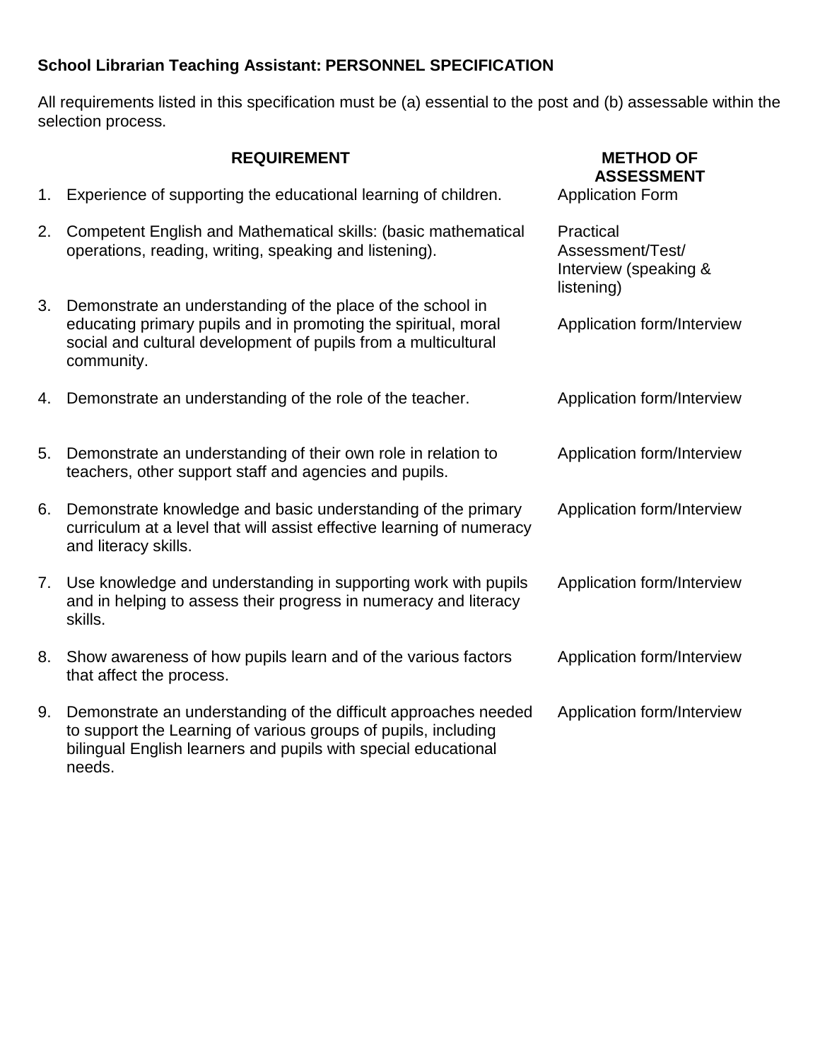**School Librarian Teaching Assistant: PERSONNEL SPECIFICATION**

All requirements listed in this specification must be (a) essential to the post and (b) assessable within the selection process.

| | REQUIREMENT | METHOD OF ASSESSMENT |
|---|---|---|
| 1. | Experience of supporting the educational learning of children. | Application Form |
| 2. | Competent English and Mathematical skills: (basic mathematical operations, reading, writing, speaking and listening). | Practical Assessment/Test/ Interview (speaking & listening) |
| 3. | Demonstrate an understanding of the place of the school in educating primary pupils and in promoting the spiritual, moral social and cultural development of pupils from a multicultural community. | Application form/Interview |
| 4. | Demonstrate an understanding of the role of the teacher. | Application form/Interview |
| 5. | Demonstrate an understanding of their own role in relation to teachers, other support staff and agencies and pupils. | Application form/Interview |
| 6. | Demonstrate knowledge and basic understanding of the primary curriculum at a level that will assist effective learning of numeracy and literacy skills. | Application form/Interview |
| 7. | Use knowledge and understanding in supporting work with pupils and in helping to assess their progress in numeracy and literacy skills. | Application form/Interview |
| 8. | Show awareness of how pupils learn and of the various factors that affect the process. | Application form/Interview |
| 9. | Demonstrate an understanding of the difficult approaches needed to support the Learning of various groups of pupils, including bilingual English learners and pupils with special educational needs. | Application form/Interview |